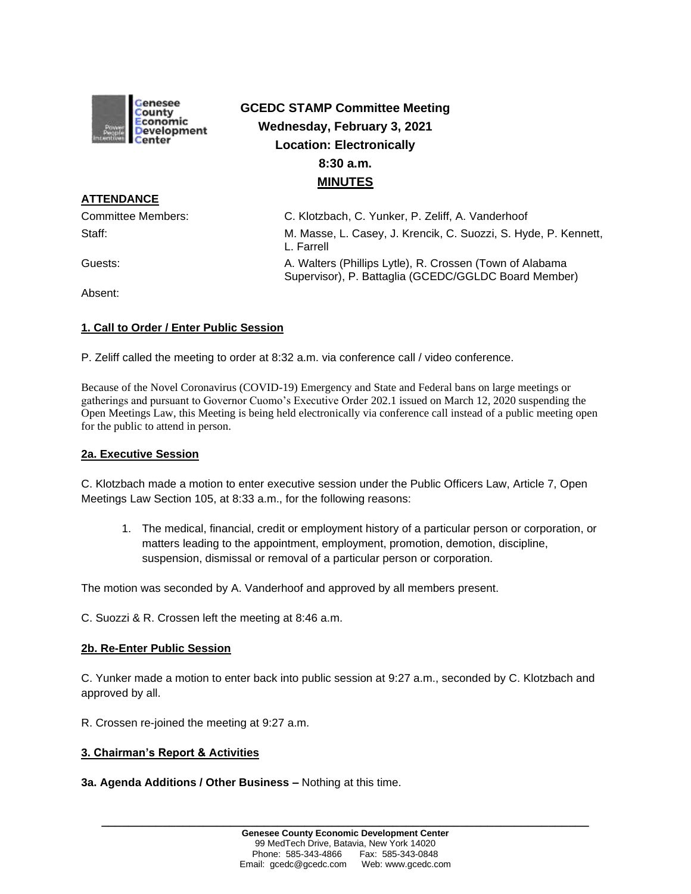# GCEDC STAMP Committee Meeting

**Wednesday, February 3, 2021**

**Location: Electronically**

**8:30 a.m.**

**MINUTES**

## ATTENDANCE

| | |
|---|---|
| Committee Members: | C. Klotzbach, C. Yunker, P. Zeliff, A. Vanderhoof |
| Staff: | M. Masse, L. Casey, J. Krencik, C. Suozzi, S. Hyde, P. Kennett, L. Farrell |
| Guests: | A. Walters (Phillips Lytle), R. Crossen (Town of Alabama Supervisor), P. Battaglia (GCEDC/GGLDC Board Member) |
| Absent: | |

## 1. Call to Order / Enter Public Session

P. Zeliff called the meeting to order at 8:32 a.m. via conference call / video conference.

Because of the Novel Coronavirus (COVID-19) Emergency and State and Federal bans on large meetings or gatherings and pursuant to Governor Cuomo's Executive Order 202.1 issued on March 12, 2020 suspending the Open Meetings Law, this Meeting is being held electronically via conference call instead of a public meeting open for the public to attend in person.

## 2a. Executive Session

C. Klotzbach made a motion to enter executive session under the Public Officers Law, Article 7, Open Meetings Law Section 105, at 8:33 a.m., for the following reasons:

1. The medical, financial, credit or employment history of a particular person or corporation, or matters leading to the appointment, employment, promotion, demotion, discipline, suspension, dismissal or removal of a particular person or corporation.

The motion was seconded by A. Vanderhoof and approved by all members present.

C. Suozzi & R. Crossen left the meeting at 8:46 a.m.

## 2b. Re-Enter Public Session

C. Yunker made a motion to enter back into public session at 9:27 a.m., seconded by C. Klotzbach and approved by all.

R. Crossen re-joined the meeting at 9:27 a.m.

## 3. Chairman's Report & Activities

**3a. Agenda Additions / Other Business –** Nothing at this time.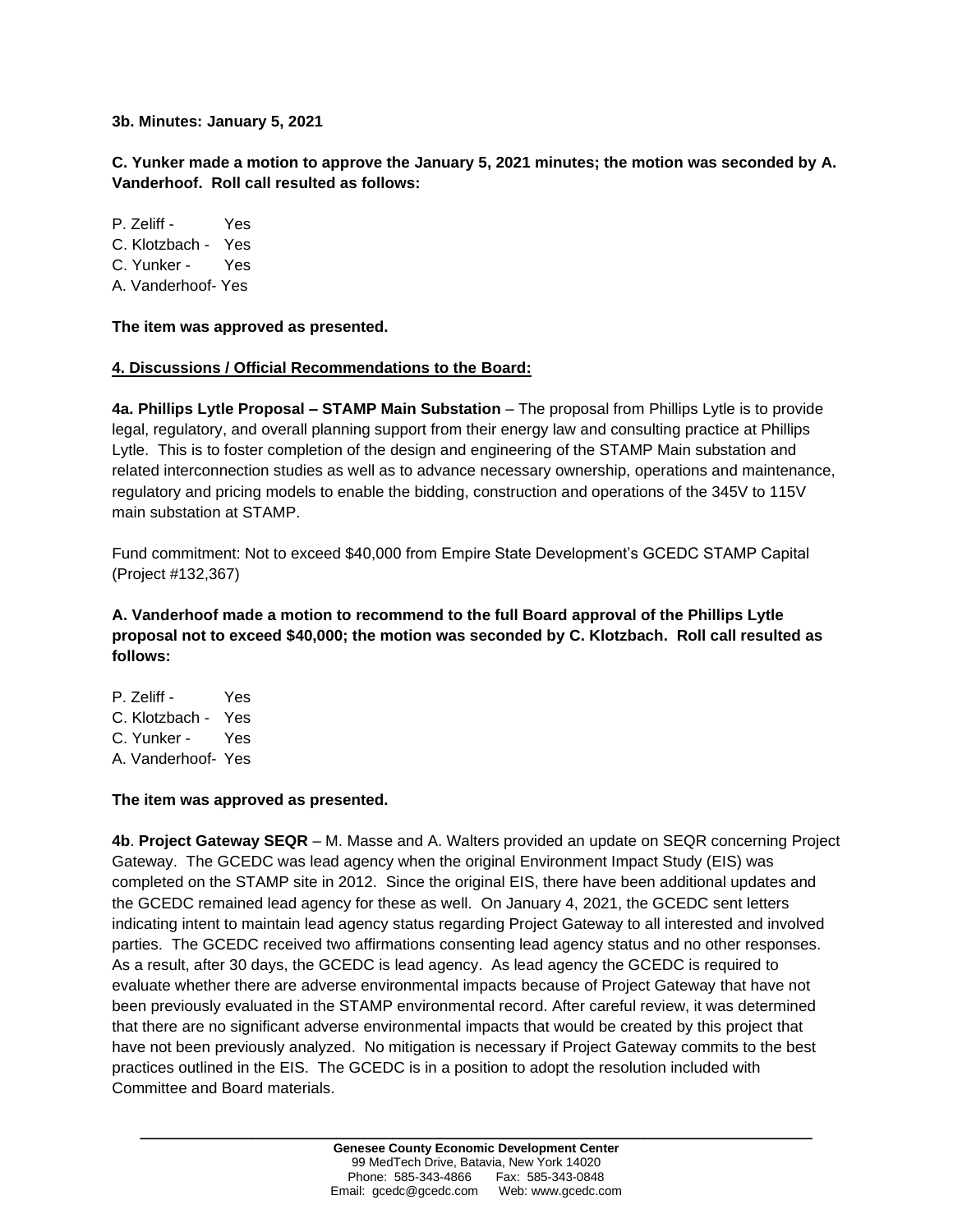**3b. Minutes: January 5, 2021**

**C. Yunker made a motion to approve the January 5, 2021 minutes; the motion was seconded by A. Vanderhoof. Roll call resulted as follows:**

P. Zeliff - Yes
C. Klotzbach - Yes
C. Yunker - Yes
A. Vanderhoof- Yes

**The item was approved as presented.**

**4. Discussions / Official Recommendations to the Board:**

**4a. Phillips Lytle Proposal – STAMP Main Substation** – The proposal from Phillips Lytle is to provide legal, regulatory, and overall planning support from their energy law and consulting practice at Phillips Lytle. This is to foster completion of the design and engineering of the STAMP Main substation and related interconnection studies as well as to advance necessary ownership, operations and maintenance, regulatory and pricing models to enable the bidding, construction and operations of the 345V to 115V main substation at STAMP.

Fund commitment: Not to exceed $40,000 from Empire State Development's GCEDC STAMP Capital (Project #132,367)

**A. Vanderhoof made a motion to recommend to the full Board approval of the Phillips Lytle proposal not to exceed $40,000; the motion was seconded by C. Klotzbach. Roll call resulted as follows:**

P. Zeliff - Yes
C. Klotzbach - Yes
C. Yunker - Yes
A. Vanderhoof- Yes

**The item was approved as presented.**

**4b**. **Project Gateway SEQR** – M. Masse and A. Walters provided an update on SEQR concerning Project Gateway. The GCEDC was lead agency when the original Environment Impact Study (EIS) was completed on the STAMP site in 2012. Since the original EIS, there have been additional updates and the GCEDC remained lead agency for these as well. On January 4, 2021, the GCEDC sent letters indicating intent to maintain lead agency status regarding Project Gateway to all interested and involved parties. The GCEDC received two affirmations consenting lead agency status and no other responses. As a result, after 30 days, the GCEDC is lead agency. As lead agency the GCEDC is required to evaluate whether there are adverse environmental impacts because of Project Gateway that have not been previously evaluated in the STAMP environmental record. After careful review, it was determined that there are no significant adverse environmental impacts that would be created by this project that have not been previously analyzed. No mitigation is necessary if Project Gateway commits to the best practices outlined in the EIS. The GCEDC is in a position to adopt the resolution included with Committee and Board materials.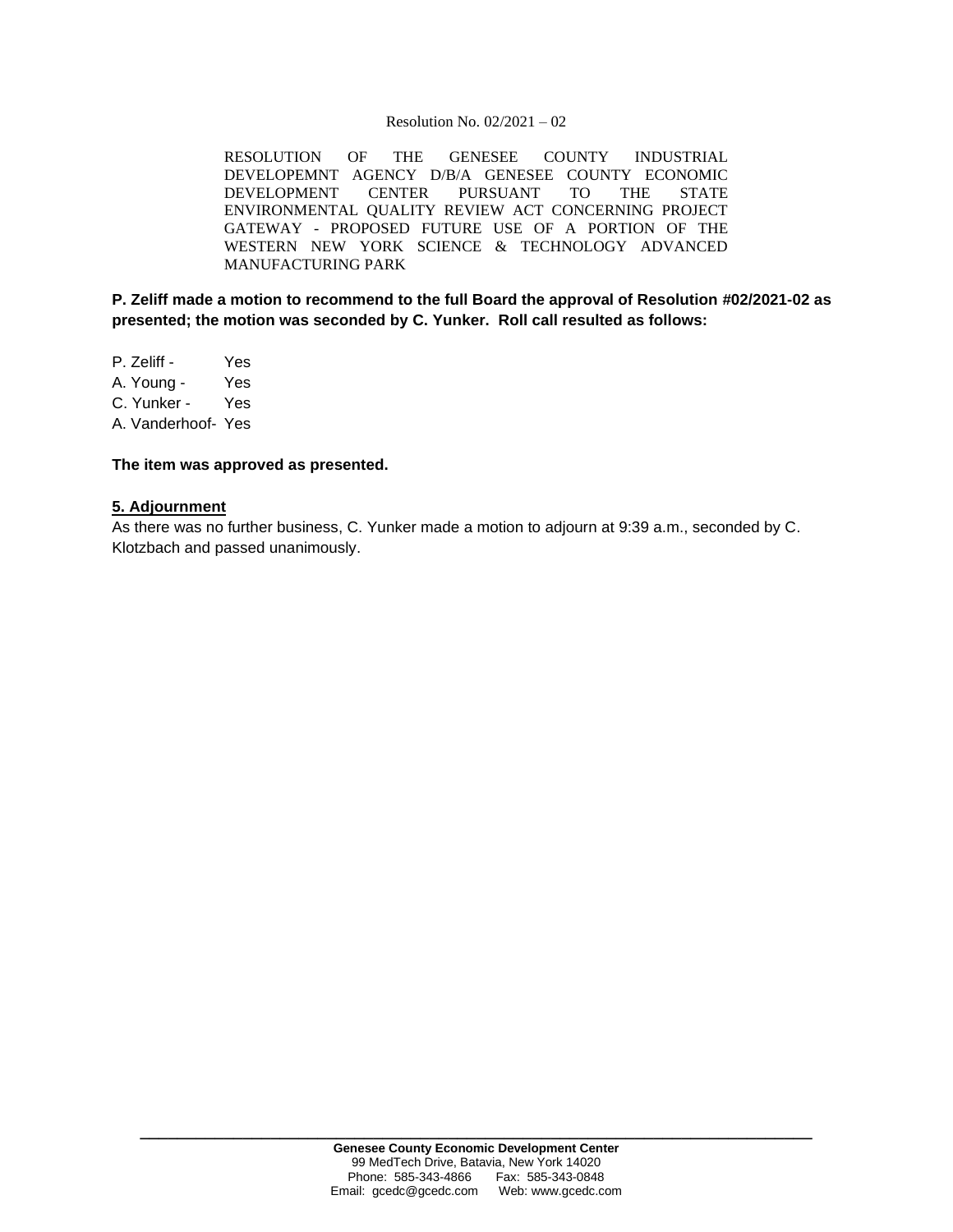Resolution No. 02/2021 – 02

RESOLUTION OF THE GENESEE COUNTY INDUSTRIAL DEVELOPEMNT AGENCY D/B/A GENESEE COUNTY ECONOMIC DEVELOPMENT CENTER PURSUANT TO THE STATE ENVIRONMENTAL QUALITY REVIEW ACT CONCERNING PROJECT GATEWAY - PROPOSED FUTURE USE OF A PORTION OF THE WESTERN NEW YORK SCIENCE & TECHNOLOGY ADVANCED MANUFACTURING PARK

**P. Zeliff made a motion to recommend to the full Board the approval of Resolution #02/2021-02 as presented; the motion was seconded by C. Yunker. Roll call resulted as follows:**

P. Zeliff - Yes
A. Young - Yes
C. Yunker - Yes
A. Vanderhoof- Yes

**The item was approved as presented.**

## 5. Adjournment

As there was no further business, C. Yunker made a motion to adjourn at 9:39 a.m., seconded by C. Klotzbach and passed unanimously.